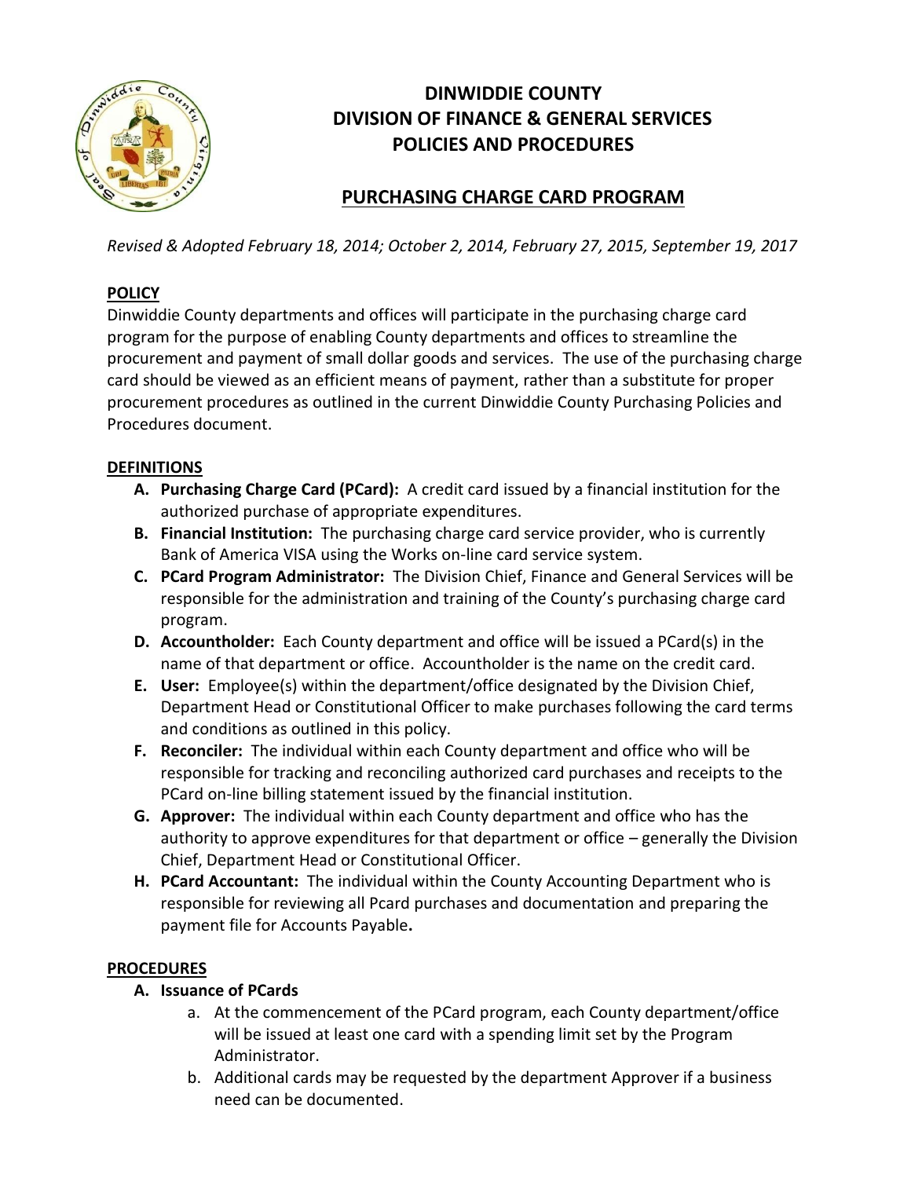# DINWIDDIE COUNTY
# DIVISION OF FINANCE & GENERAL SERVICES
# POLICIES AND PROCEDURES

## PURCHASING CHARGE CARD PROGRAM

*Revised & Adopted February 18, 2014; October 2, 2014, February 27, 2015, September 19, 2017*

### POLICY

Dinwiddie County departments and offices will participate in the purchasing charge card program for the purpose of enabling County departments and offices to streamline the procurement and payment of small dollar goods and services. The use of the purchasing charge card should be viewed as an efficient means of payment, rather than a substitute for proper procurement procedures as outlined in the current Dinwiddie County Purchasing Policies and Procedures document.

### DEFINITIONS

A. **Purchasing Charge Card (PCard):** A credit card issued by a financial institution for the authorized purchase of appropriate expenditures.
B. **Financial Institution:** The purchasing charge card service provider, who is currently Bank of America VISA using the Works on-line card service system.
C. **PCard Program Administrator:** The Division Chief, Finance and General Services will be responsible for the administration and training of the County's purchasing charge card program.
D. **Accountholder:** Each County department and office will be issued a PCard(s) in the name of that department or office. Accountholder is the name on the credit card.
E. **User:** Employee(s) within the department/office designated by the Division Chief, Department Head or Constitutional Officer to make purchases following the card terms and conditions as outlined in this policy.
F. **Reconciler:** The individual within each County department and office who will be responsible for tracking and reconciling authorized card purchases and receipts to the PCard on-line billing statement issued by the financial institution.
G. **Approver:** The individual within each County department and office who has the authority to approve expenditures for that department or office – generally the Division Chief, Department Head or Constitutional Officer.
H. **PCard Accountant:** The individual within the County Accounting Department who is responsible for reviewing all Pcard purchases and documentation and preparing the payment file for Accounts Payable**.**

### PROCEDURES

A. **Issuance of PCards**
   a. At the commencement of the PCard program, each County department/office will be issued at least one card with a spending limit set by the Program Administrator.
   b. Additional cards may be requested by the department Approver if a business need can be documented.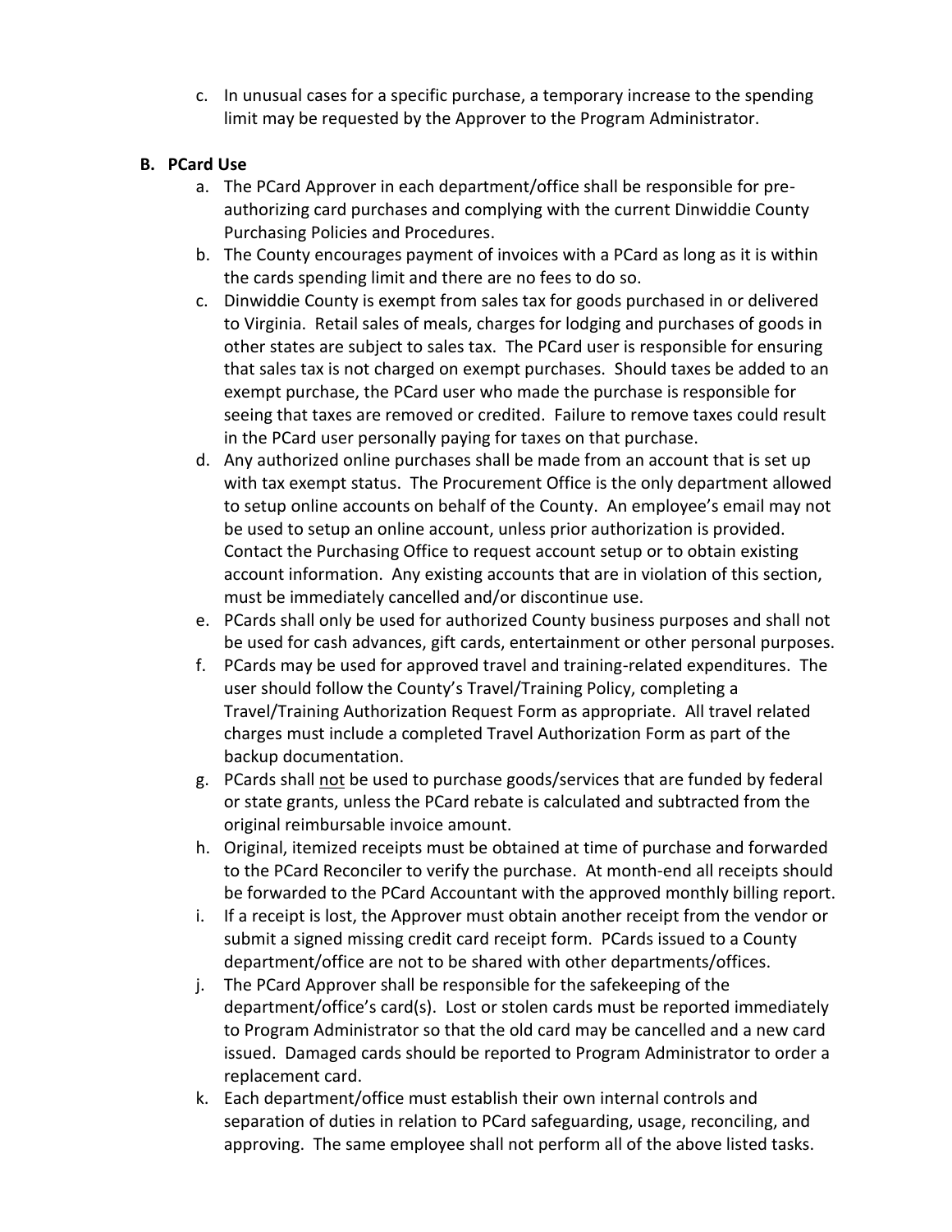c. In unusual cases for a specific purchase, a temporary increase to the spending limit may be requested by the Approver to the Program Administrator.

**B. PCard Use**

a. The PCard Approver in each department/office shall be responsible for pre-authorizing card purchases and complying with the current Dinwiddie County Purchasing Policies and Procedures.

b. The County encourages payment of invoices with a PCard as long as it is within the cards spending limit and there are no fees to do so.

c. Dinwiddie County is exempt from sales tax for goods purchased in or delivered to Virginia. Retail sales of meals, charges for lodging and purchases of goods in other states are subject to sales tax. The PCard user is responsible for ensuring that sales tax is not charged on exempt purchases. Should taxes be added to an exempt purchase, the PCard user who made the purchase is responsible for seeing that taxes are removed or credited. Failure to remove taxes could result in the PCard user personally paying for taxes on that purchase.

d. Any authorized online purchases shall be made from an account that is set up with tax exempt status. The Procurement Office is the only department allowed to setup online accounts on behalf of the County. An employee's email may not be used to setup an online account, unless prior authorization is provided. Contact the Purchasing Office to request account setup or to obtain existing account information. Any existing accounts that are in violation of this section, must be immediately cancelled and/or discontinue use.

e. PCards shall only be used for authorized County business purposes and shall not be used for cash advances, gift cards, entertainment or other personal purposes.

f. PCards may be used for approved travel and training-related expenditures. The user should follow the County's Travel/Training Policy, completing a Travel/Training Authorization Request Form as appropriate. All travel related charges must include a completed Travel Authorization Form as part of the backup documentation.

g. PCards shall <u>not</u> be used to purchase goods/services that are funded by federal or state grants, unless the PCard rebate is calculated and subtracted from the original reimbursable invoice amount.

h. Original, itemized receipts must be obtained at time of purchase and forwarded to the PCard Reconciler to verify the purchase. At month-end all receipts should be forwarded to the PCard Accountant with the approved monthly billing report.

i. If a receipt is lost, the Approver must obtain another receipt from the vendor or submit a signed missing credit card receipt form. PCards issued to a County department/office are not to be shared with other departments/offices.

j. The PCard Approver shall be responsible for the safekeeping of the department/office's card(s). Lost or stolen cards must be reported immediately to Program Administrator so that the old card may be cancelled and a new card issued. Damaged cards should be reported to Program Administrator to order a replacement card.

k. Each department/office must establish their own internal controls and separation of duties in relation to PCard safeguarding, usage, reconciling, and approving. The same employee shall not perform all of the above listed tasks.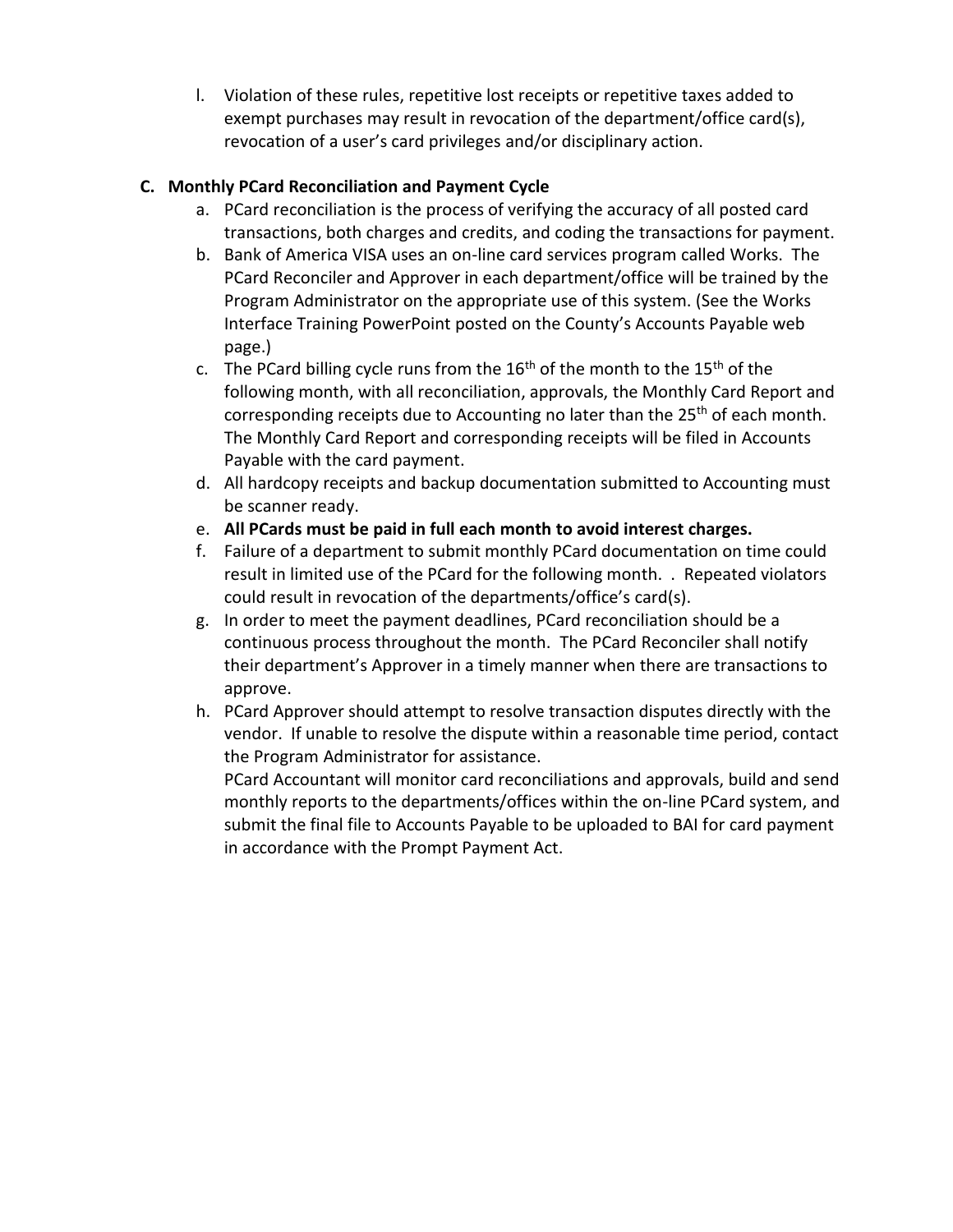l. Violation of these rules, repetitive lost receipts or repetitive taxes added to exempt purchases may result in revocation of the department/office card(s), revocation of a user's card privileges and/or disciplinary action.

**C. Monthly PCard Reconciliation and Payment Cycle**

a. PCard reconciliation is the process of verifying the accuracy of all posted card transactions, both charges and credits, and coding the transactions for payment.

b. Bank of America VISA uses an on-line card services program called Works. The PCard Reconciler and Approver in each department/office will be trained by the Program Administrator on the appropriate use of this system. (See the Works Interface Training PowerPoint posted on the County's Accounts Payable web page.)

c. The PCard billing cycle runs from the 16th of the month to the 15th of the following month, with all reconciliation, approvals, the Monthly Card Report and corresponding receipts due to Accounting no later than the 25th of each month. The Monthly Card Report and corresponding receipts will be filed in Accounts Payable with the card payment.

d. All hardcopy receipts and backup documentation submitted to Accounting must be scanner ready.

e. **All PCards must be paid in full each month to avoid interest charges.**

f. Failure of a department to submit monthly PCard documentation on time could result in limited use of the PCard for the following month. . Repeated violators could result in revocation of the departments/office's card(s).

g. In order to meet the payment deadlines, PCard reconciliation should be a continuous process throughout the month. The PCard Reconciler shall notify their department's Approver in a timely manner when there are transactions to approve.

h. PCard Approver should attempt to resolve transaction disputes directly with the vendor. If unable to resolve the dispute within a reasonable time period, contact the Program Administrator for assistance.

PCard Accountant will monitor card reconciliations and approvals, build and send monthly reports to the departments/offices within the on-line PCard system, and submit the final file to Accounts Payable to be uploaded to BAI for card payment in accordance with the Prompt Payment Act.